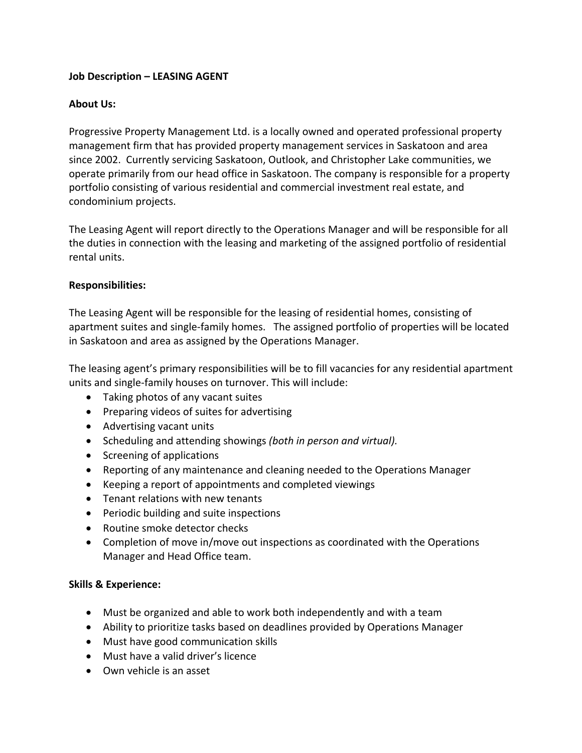**Job Description – LEASING AGENT**

**About Us:**

Progressive Property Management Ltd. is a locally owned and operated professional property management firm that has provided property management services in Saskatoon and area since 2002. Currently servicing Saskatoon, Outlook, and Christopher Lake communities, we operate primarily from our head office in Saskatoon. The company is responsible for a property portfolio consisting of various residential and commercial investment real estate, and condominium projects.

The Leasing Agent will report directly to the Operations Manager and will be responsible for all the duties in connection with the leasing and marketing of the assigned portfolio of residential rental units.

**Responsibilities:**

The Leasing Agent will be responsible for the leasing of residential homes, consisting of apartment suites and single-family homes. The assigned portfolio of properties will be located in Saskatoon and area as assigned by the Operations Manager.

The leasing agent's primary responsibilities will be to fill vacancies for any residential apartment units and single-family houses on turnover. This will include:

- Taking photos of any vacant suites
- Preparing videos of suites for advertising
- Advertising vacant units
- Scheduling and attending showings *(both in person and virtual).*
- Screening of applications
- Reporting of any maintenance and cleaning needed to the Operations Manager
- Keeping a report of appointments and completed viewings
- Tenant relations with new tenants
- Periodic building and suite inspections
- Routine smoke detector checks
- Completion of move in/move out inspections as coordinated with the Operations Manager and Head Office team.

**Skills & Experience:**

- Must be organized and able to work both independently and with a team
- Ability to prioritize tasks based on deadlines provided by Operations Manager
- Must have good communication skills
- Must have a valid driver's licence
- Own vehicle is an asset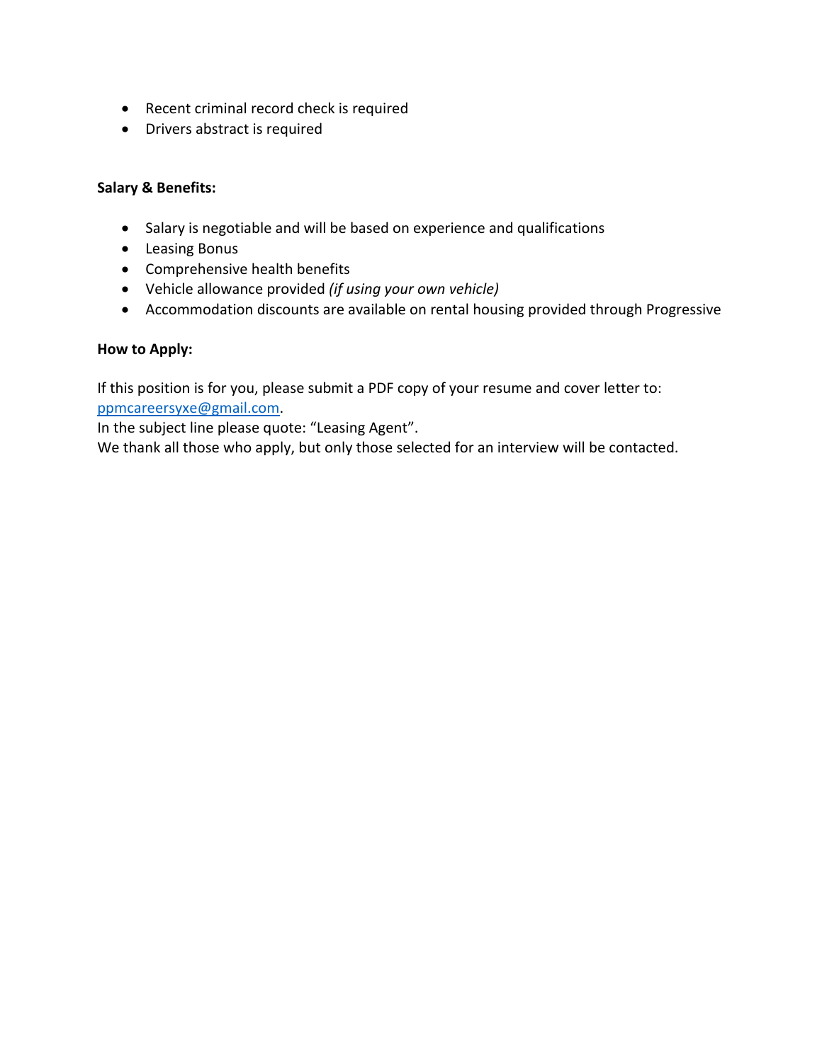- Recent criminal record check is required
- Drivers abstract is required

**Salary & Benefits:**

- Salary is negotiable and will be based on experience and qualifications
- Leasing Bonus
- Comprehensive health benefits
- Vehicle allowance provided *(if using your own vehicle)*
- Accommodation discounts are available on rental housing provided through Progressive

**How to Apply:**

If this position is for you, please submit a PDF copy of your resume and cover letter to: ppmcareersyxe@gmail.com.
In the subject line please quote: "Leasing Agent".
We thank all those who apply, but only those selected for an interview will be contacted.